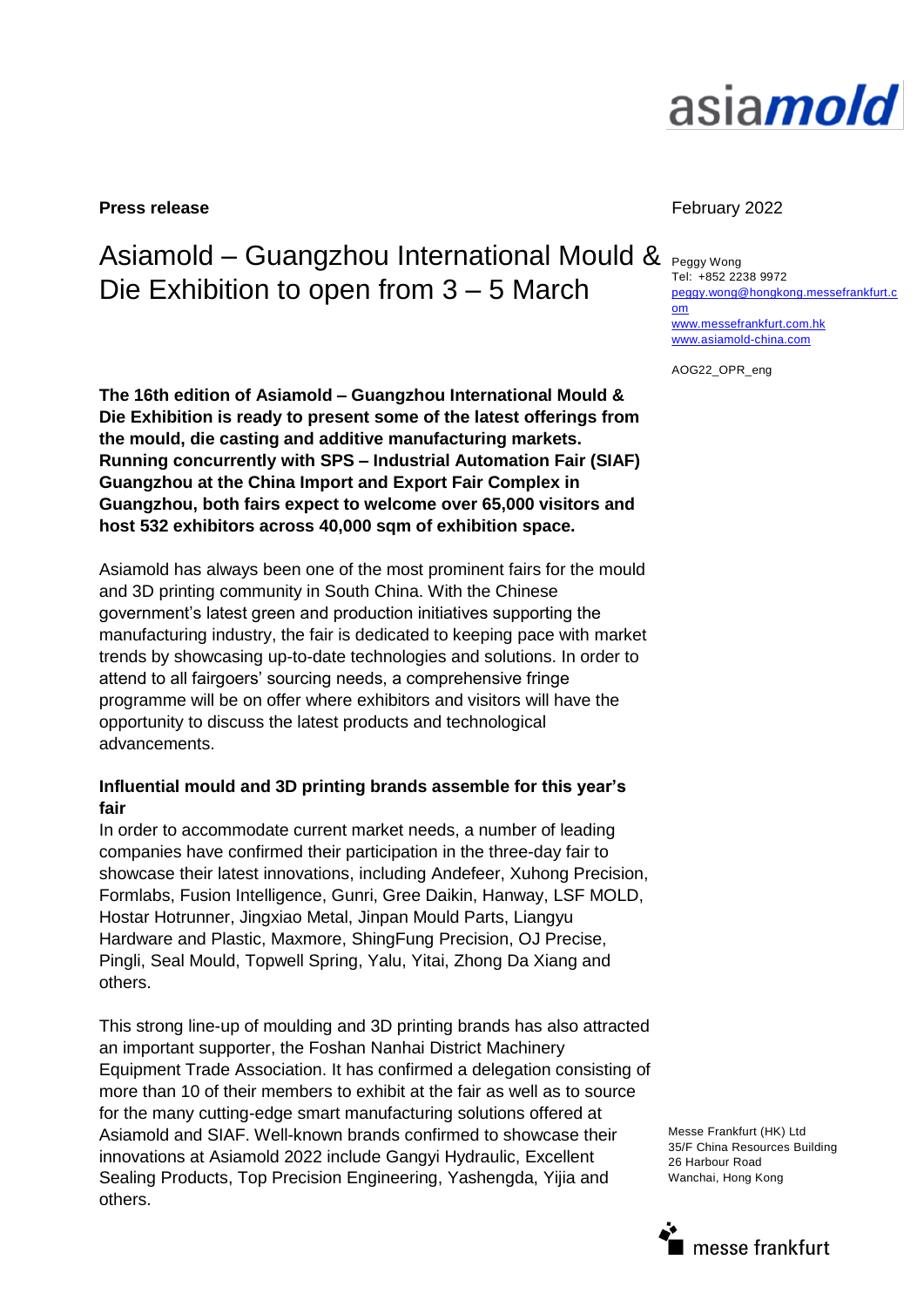**Press release**

February 2022

# Asiamold – Guangzhou International Mould & Die Exhibition to open from 3 – 5 March

Peggy Wong
Tel: +852 2238 9972
peggy.wong@hongkong.messefrankfurt.com
www.messefrankfurt.com.hk
www.asiamold-china.com

AOG22_OPR_eng

**The 16th edition of Asiamold – Guangzhou International Mould & Die Exhibition is ready to present some of the latest offerings from the mould, die casting and additive manufacturing markets. Running concurrently with SPS – Industrial Automation Fair (SIAF) Guangzhou at the China Import and Export Fair Complex in Guangzhou, both fairs expect to welcome over 65,000 visitors and host 532 exhibitors across 40,000 sqm of exhibition space.**

Asiamold has always been one of the most prominent fairs for the mould and 3D printing community in South China. With the Chinese government's latest green and production initiatives supporting the manufacturing industry, the fair is dedicated to keeping pace with market trends by showcasing up-to-date technologies and solutions. In order to attend to all fairgoers' sourcing needs, a comprehensive fringe programme will be on offer where exhibitors and visitors will have the opportunity to discuss the latest products and technological advancements.

**Influential mould and 3D printing brands assemble for this year's fair**

In order to accommodate current market needs, a number of leading companies have confirmed their participation in the three-day fair to showcase their latest innovations, including Andefeer, Xuhong Precision, Formlabs, Fusion Intelligence, Gunri, Gree Daikin, Hanway, LSF MOLD, Hostar Hotrunner, Jingxiao Metal, Jinpan Mould Parts, Liangyu Hardware and Plastic, Maxmore, ShingFung Precision, OJ Precise, Pingli, Seal Mould, Topwell Spring, Yalu, Yitai, Zhong Da Xiang and others.

This strong line-up of moulding and 3D printing brands has also attracted an important supporter, the Foshan Nanhai District Machinery Equipment Trade Association. It has confirmed a delegation consisting of more than 10 of their members to exhibit at the fair as well as to source for the many cutting-edge smart manufacturing solutions offered at Asiamold and SIAF. Well-known brands confirmed to showcase their innovations at Asiamold 2022 include Gangyi Hydraulic, Excellent Sealing Products, Top Precision Engineering, Yashengda, Yijia and others.

Messe Frankfurt (HK) Ltd
35/F China Resources Building
26 Harbour Road
Wanchai, Hong Kong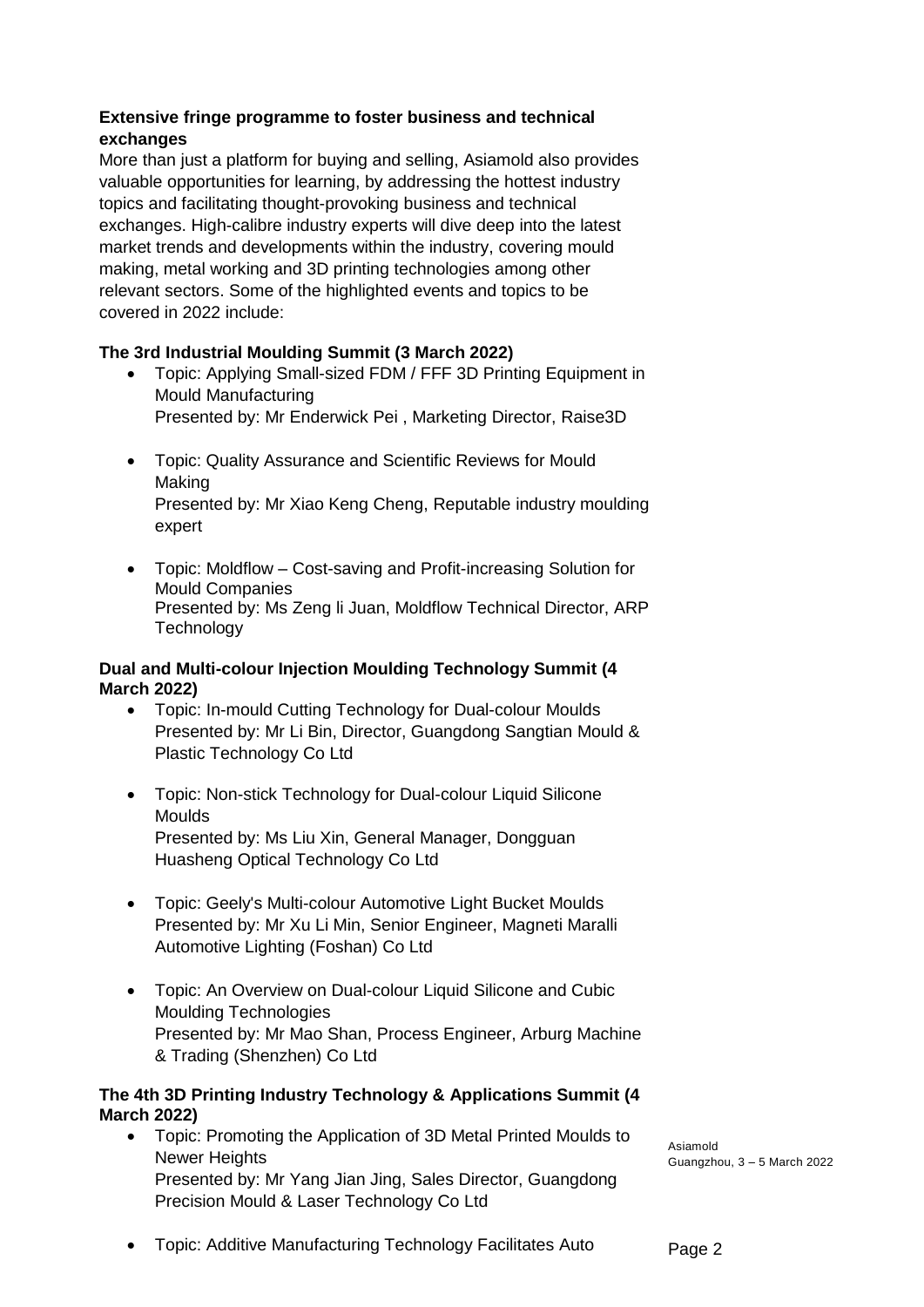### Extensive fringe programme to foster business and technical exchanges

More than just a platform for buying and selling, Asiamold also provides valuable opportunities for learning, by addressing the hottest industry topics and facilitating thought-provoking business and technical exchanges. High-calibre industry experts will dive deep into the latest market trends and developments within the industry, covering mould making, metal working and 3D printing technologies among other relevant sectors. Some of the highlighted events and topics to be covered in 2022 include:

**The 3rd Industrial Moulding Summit (3 March 2022)**

- Topic: Applying Small-sized FDM / FFF 3D Printing Equipment in Mould Manufacturing
  Presented by: Mr Enderwick Pei , Marketing Director, Raise3D

- Topic: Quality Assurance and Scientific Reviews for Mould Making
  Presented by: Mr Xiao Keng Cheng, Reputable industry moulding expert

- Topic: Moldflow – Cost-saving and Profit-increasing Solution for Mould Companies
  Presented by: Ms Zeng li Juan, Moldflow Technical Director, ARP Technology

**Dual and Multi-colour Injection Moulding Technology Summit (4 March 2022)**

- Topic: In-mould Cutting Technology for Dual-colour Moulds
  Presented by: Mr Li Bin, Director, Guangdong Sangtian Mould & Plastic Technology Co Ltd

- Topic: Non-stick Technology for Dual-colour Liquid Silicone Moulds
  Presented by: Ms Liu Xin, General Manager, Dongguan Huasheng Optical Technology Co Ltd

- Topic: Geely's Multi-colour Automotive Light Bucket Moulds
  Presented by: Mr Xu Li Min, Senior Engineer, Magneti Maralli Automotive Lighting (Foshan) Co Ltd

- Topic: An Overview on Dual-colour Liquid Silicone and Cubic Moulding Technologies
  Presented by: Mr Mao Shan, Process Engineer, Arburg Machine & Trading (Shenzhen) Co Ltd

**The 4th 3D Printing Industry Technology & Applications Summit (4 March 2022)**

- Topic: Promoting the Application of 3D Metal Printed Moulds to Newer Heights
  Presented by: Mr Yang Jian Jing, Sales Director, Guangdong Precision Mould & Laser Technology Co Ltd

- Topic: Additive Manufacturing Technology Facilitates Auto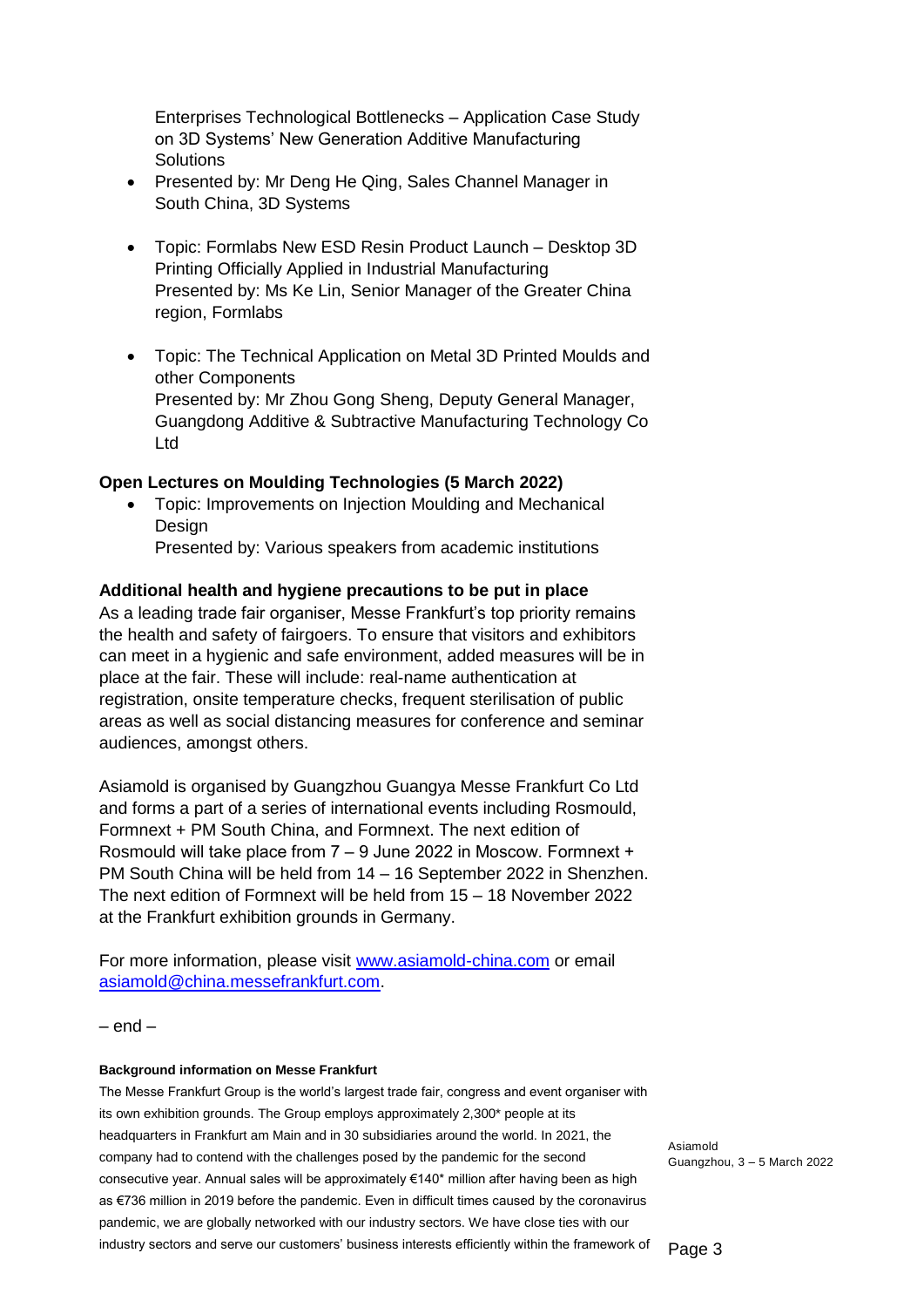Enterprises Technological Bottlenecks – Application Case Study on 3D Systems' New Generation Additive Manufacturing Solutions

- Presented by: Mr Deng He Qing, Sales Channel Manager in South China, 3D Systems

- Topic: Formlabs New ESD Resin Product Launch – Desktop 3D Printing Officially Applied in Industrial Manufacturing
  Presented by: Ms Ke Lin, Senior Manager of the Greater China region, Formlabs

- Topic: The Technical Application on Metal 3D Printed Moulds and other Components
  Presented by: Mr Zhou Gong Sheng, Deputy General Manager, Guangdong Additive & Subtractive Manufacturing Technology Co Ltd

**Open Lectures on Moulding Technologies (5 March 2022)**

- Topic: Improvements on Injection Moulding and Mechanical Design
  Presented by: Various speakers from academic institutions

**Additional health and hygiene precautions to be put in place**

As a leading trade fair organiser, Messe Frankfurt's top priority remains the health and safety of fairgoers. To ensure that visitors and exhibitors can meet in a hygienic and safe environment, added measures will be in place at the fair. These will include: real-name authentication at registration, onsite temperature checks, frequent sterilisation of public areas as well as social distancing measures for conference and seminar audiences, amongst others.

Asiamold is organised by Guangzhou Guangya Messe Frankfurt Co Ltd and forms a part of a series of international events including Rosmould, Formnext + PM South China, and Formnext. The next edition of Rosmould will take place from 7 – 9 June 2022 in Moscow. Formnext + PM South China will be held from 14 – 16 September 2022 in Shenzhen. The next edition of Formnext will be held from 15 – 18 November 2022 at the Frankfurt exhibition grounds in Germany.

For more information, please visit www.asiamold-china.com or email asiamold@china.messefrankfurt.com.

– end –

**Background information on Messe Frankfurt**

The Messe Frankfurt Group is the world's largest trade fair, congress and event organiser with its own exhibition grounds. The Group employs approximately 2,300* people at its headquarters in Frankfurt am Main and in 30 subsidiaries around the world. In 2021, the company had to contend with the challenges posed by the pandemic for the second consecutive year. Annual sales will be approximately €140* million after having been as high as €736 million in 2019 before the pandemic. Even in difficult times caused by the coronavirus pandemic, we are globally networked with our industry sectors. We have close ties with our industry sectors and serve our customers' business interests efficiently within the framework of

Asiamold
Guangzhou, 3 – 5 March 2022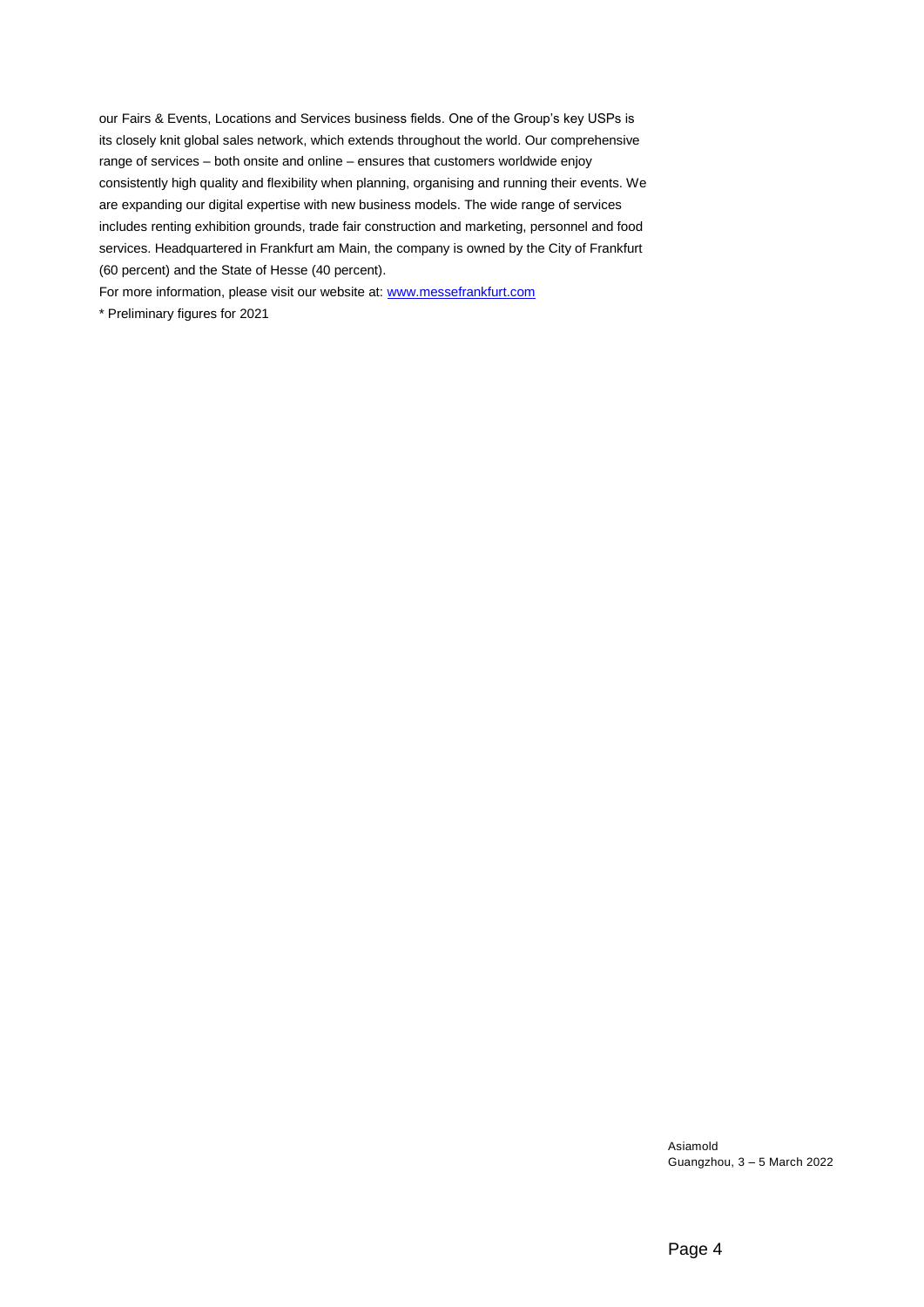our Fairs & Events, Locations and Services business fields. One of the Group's key USPs is its closely knit global sales network, which extends throughout the world. Our comprehensive range of services – both onsite and online – ensures that customers worldwide enjoy consistently high quality and flexibility when planning, organising and running their events. We are expanding our digital expertise with new business models. The wide range of services includes renting exhibition grounds, trade fair construction and marketing, personnel and food services. Headquartered in Frankfurt am Main, the company is owned by the City of Frankfurt (60 percent) and the State of Hesse (40 percent).

For more information, please visit our website at: [www.messefrankfurt.com](http://www.messefrankfurt.com)

* Preliminary figures for 2021